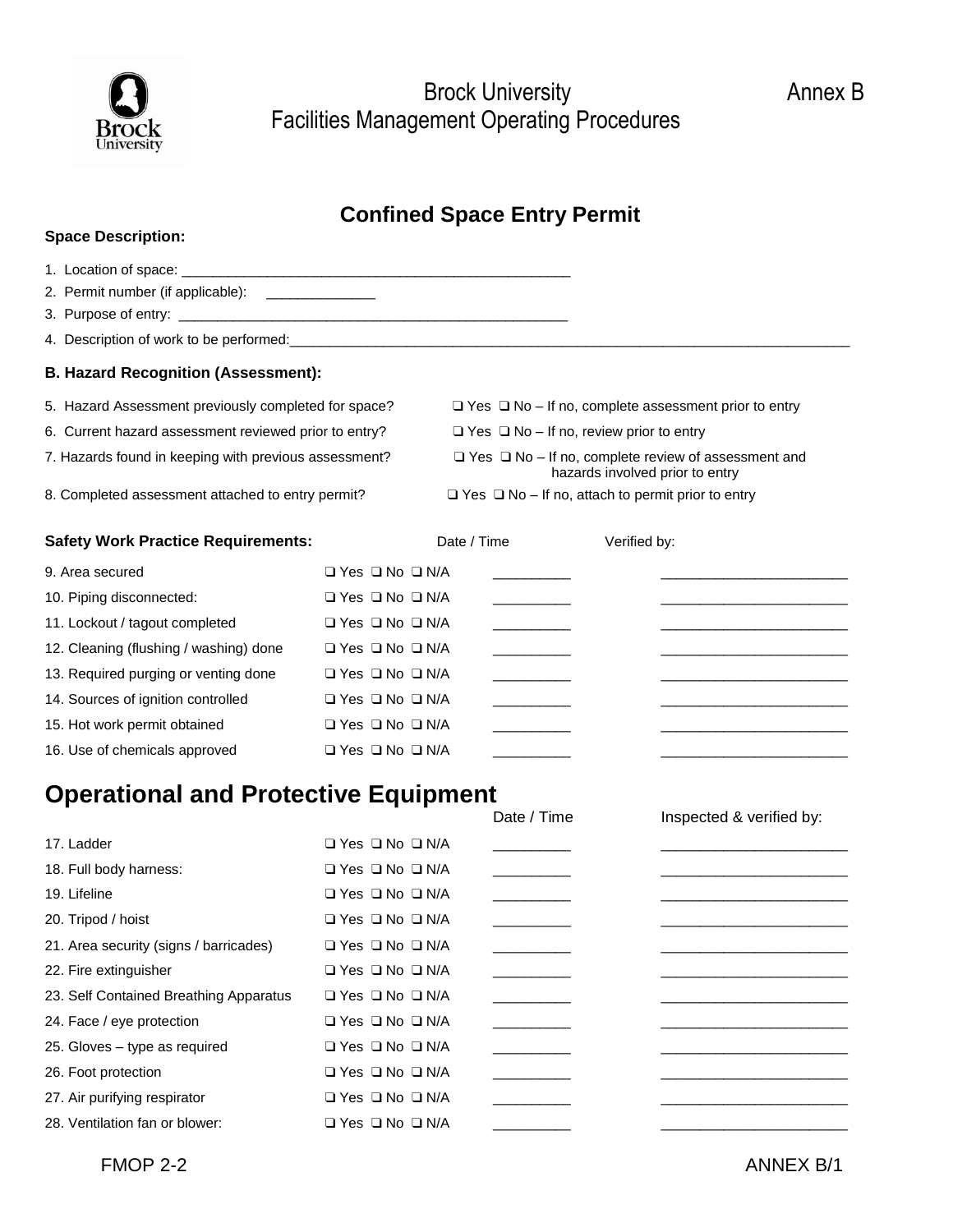Brock University Facilities Management Operating Procedures — Annex B

# Confined Space Entry Permit

**Space Description:**

1. Location of space: ____________________________________________________
2. Permit number (if applicable): ______________
3. Purpose of entry: ____________________________________________________
4. Description of work to be performed: ____________________________________________________

## B. Hazard Recognition (Assessment):

5. Hazard Assessment previously completed for space? ❑ Yes ❑ No – If no, complete assessment prior to entry
6. Current hazard assessment reviewed prior to entry? ❑ Yes ❑ No – If no, review prior to entry
7. Hazards found in keeping with previous assessment? ❑ Yes ❑ No – If no, complete review of assessment and hazards involved prior to entry
8. Completed assessment attached to entry permit? ❑ Yes ❑ No – If no, attach to permit prior to entry

| **Safety Work Practice Requirements:** | | Date / Time | Verified by: |
|---|---|---|---|
| 9. Area secured | ❑ Yes ❑ No ❑ N/A | __________ | ________________________ |
| 10. Piping disconnected: | ❑ Yes ❑ No ❑ N/A | __________ | ________________________ |
| 11. Lockout / tagout completed | ❑ Yes ❑ No ❑ N/A | __________ | ________________________ |
| 12. Cleaning (flushing / washing) done | ❑ Yes ❑ No ❑ N/A | __________ | ________________________ |
| 13. Required purging or venting done | ❑ Yes ❑ No ❑ N/A | __________ | ________________________ |
| 14. Sources of ignition controlled | ❑ Yes ❑ No ❑ N/A | __________ | ________________________ |
| 15. Hot work permit obtained | ❑ Yes ❑ No ❑ N/A | __________ | ________________________ |
| 16. Use of chemicals approved | ❑ Yes ❑ No ❑ N/A | __________ | ________________________ |

# Operational and Protective Equipment

| | | Date / Time | Inspected & verified by: |
|---|---|---|---|
| 17. Ladder | ❑ Yes ❑ No ❑ N/A | __________ | ________________________ |
| 18. Full body harness: | ❑ Yes ❑ No ❑ N/A | __________ | ________________________ |
| 19. Lifeline | ❑ Yes ❑ No ❑ N/A | __________ | ________________________ |
| 20. Tripod / hoist | ❑ Yes ❑ No ❑ N/A | __________ | ________________________ |
| 21. Area security (signs / barricades) | ❑ Yes ❑ No ❑ N/A | __________ | ________________________ |
| 22. Fire extinguisher | ❑ Yes ❑ No ❑ N/A | __________ | ________________________ |
| 23. Self Contained Breathing Apparatus | ❑ Yes ❑ No ❑ N/A | __________ | ________________________ |
| 24. Face / eye protection | ❑ Yes ❑ No ❑ N/A | __________ | ________________________ |
| 25. Gloves – type as required | ❑ Yes ❑ No ❑ N/A | __________ | ________________________ |
| 26. Foot protection | ❑ Yes ❑ No ❑ N/A | __________ | ________________________ |
| 27. Air purifying respirator | ❑ Yes ❑ No ❑ N/A | __________ | ________________________ |
| 28. Ventilation fan or blower: | ❑ Yes ❑ No ❑ N/A | __________ | ________________________ |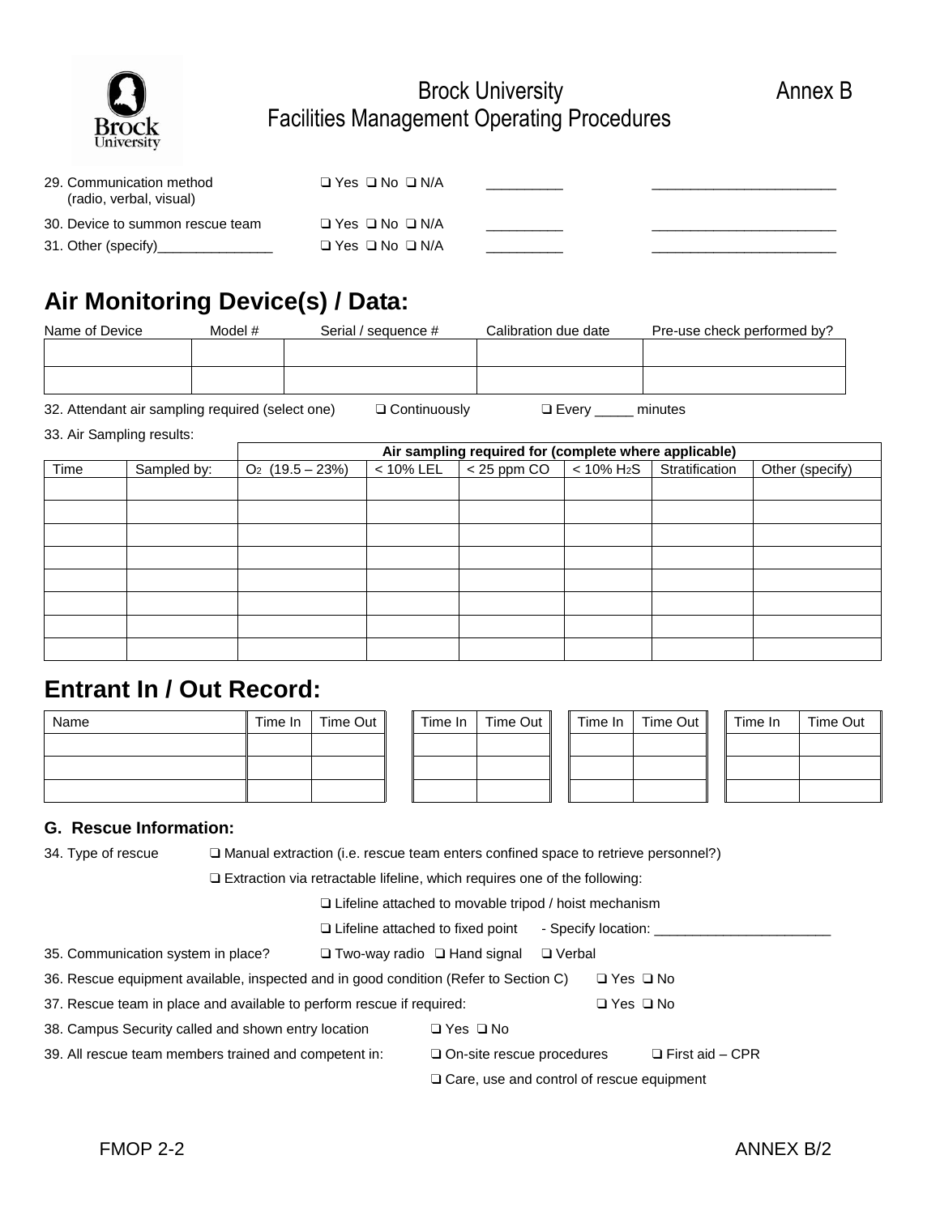29. Communication method (radio, verbal, visual) ❑ Yes ❑ No ❑ N/A __________ ________________________

30. Device to summon rescue team ❑ Yes ❑ No ❑ N/A __________ ________________________

31. Other (specify)________________ ❑ Yes ❑ No ❑ N/A __________ ________________________

## Air Monitoring Device(s) / Data:

| Name of Device | Model # | Serial / sequence # | Calibration due date | Pre-use check performed by? |
|---|---|---|---|---|
| | | | | |
| | | | | |

32. Attendant air sampling required (select one) ❑ Continuously ❑ Every _____ minutes

33. Air Sampling results:

| | | Air sampling required for (complete where applicable) | | | | | |
|---|---|---|---|---|---|---|---|
| Time | Sampled by: | $O_2$ (19.5 – 23%) | < 10% LEL | < 25 ppm CO | < 10% $H_2S$ | Stratification | Other (specify) |
| | | | | | | | |
| | | | | | | | |
| | | | | | | | |
| | | | | | | | |
| | | | | | | | |
| | | | | | | | |
| | | | | | | | |
| | | | | | | | |

## Entrant In / Out Record:

| Name | Time In | Time Out | Time In | Time Out | Time In | Time Out | Time In | Time Out |
|---|---|---|---|---|---|---|---|---|
| | | | | | | | | |
| | | | | | | | | |
| | | | | | | | | |

### G. Rescue Information:

34. Type of rescue
   - ❑ Manual extraction (i.e. rescue team enters confined space to retrieve personnel?)
   - ❑ Extraction via retractable lifeline, which requires one of the following:
     - ❑ Lifeline attached to movable tripod / hoist mechanism
     - ❑ Lifeline attached to fixed point - Specify location: ________________________

35. Communication system in place? ❑ Two-way radio ❑ Hand signal ❑ Verbal

36. Rescue equipment available, inspected and in good condition (Refer to Section C) ❑ Yes ❑ No

37. Rescue team in place and available to perform rescue if required: ❑ Yes ❑ No

38. Campus Security called and shown entry location ❑ Yes ❑ No

39. All rescue team members trained and competent in: ❑ On-site rescue procedures ❑ First aid – CPR ❑ Care, use and control of rescue equipment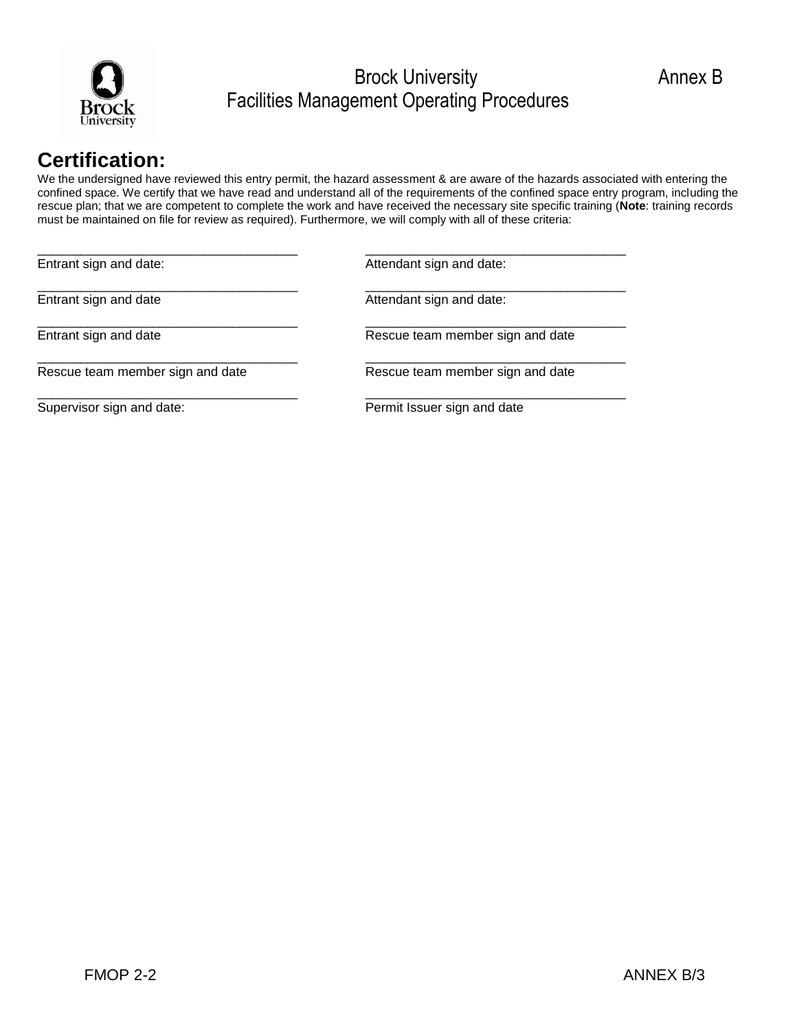## Certification:

We the undersigned have reviewed this entry permit, the hazard assessment & are aware of the hazards associated with entering the confined space. We certify that we have read and understand all of the requirements of the confined space entry program, including the rescue plan; that we are competent to complete the work and have received the necessary site specific training (**Note**: training records must be maintained on file for review as required). Furthermore, we will comply with all of these criteria:

| | |
|---|---|
| ____________________________________<br>Entrant sign and date: | ____________________________________<br>Attendant sign and date: |
| ____________________________________<br>Entrant sign and date | ____________________________________<br>Attendant sign and date: |
| ____________________________________<br>Entrant sign and date | ____________________________________<br>Rescue team member sign and date |
| ____________________________________<br>Rescue team member sign and date | ____________________________________<br>Rescue team member sign and date |
| ____________________________________<br>Supervisor sign and date: | ____________________________________<br>Permit Issuer sign and date |